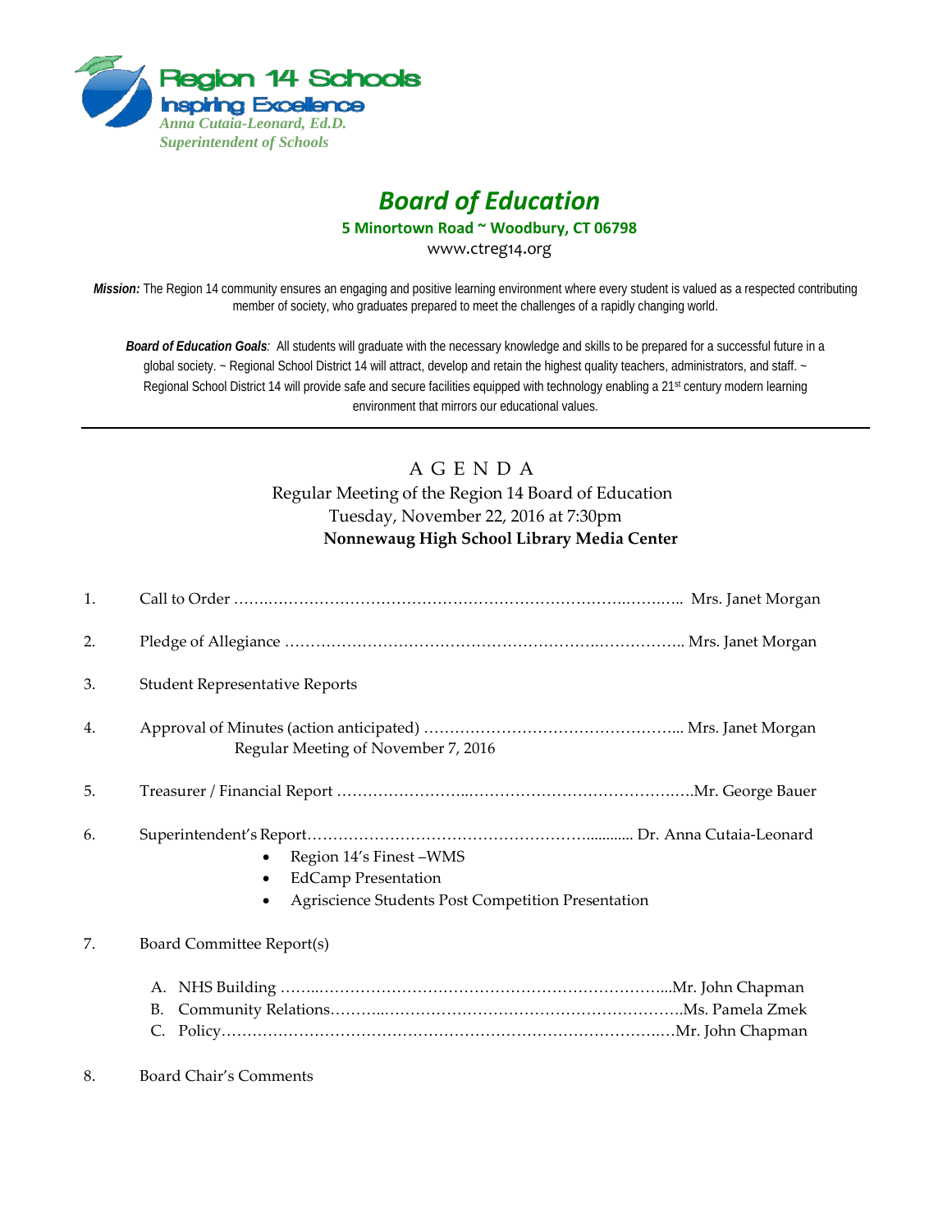**Region 14 Schools**
**Inspiring Excellence**
*Anna Cutaia-Leonard, Ed.D.*
*Superintendent of Schools*

# *Board of Education*

**5 Minortown Road ~ Woodbury, CT 06798**

www.ctreg14.org

***Mission:*** The Region 14 community ensures an engaging and positive learning environment where every student is valued as a respected contributing member of society, who graduates prepared to meet the challenges of a rapidly changing world.

***Board of Education Goals****:* All students will graduate with the necessary knowledge and skills to be prepared for a successful future in a global society. ~ Regional School District 14 will attract, develop and retain the highest quality teachers, administrators, and staff. ~ Regional School District 14 will provide safe and secure facilities equipped with technology enabling a 21st century modern learning environment that mirrors our educational values.

---

## A G E N D A

Regular Meeting of the Region 14 Board of Education
Tuesday, November 22, 2016 at 7:30pm
**Nonnewaug High School Library Media Center**

1. Call to Order ……………………………………………………… Mrs. Janet Morgan

2. Pledge of Allegiance ……………………………………………… Mrs. Janet Morgan

3. Student Representative Reports

4. Approval of Minutes (action anticipated) ………………………… Mrs. Janet Morgan
   Regular Meeting of November 7, 2016

5. Treasurer / Financial Report ………………………………………… Mr. George Bauer

6. Superintendent's Report…………………………………………… Dr. Anna Cutaia-Leonard
   - Region 14's Finest –WMS
   - EdCamp Presentation
   - Agriscience Students Post Competition Presentation

7. Board Committee Report(s)

   A. NHS Building ……………………………………………………… Mr. John Chapman
   B. Community Relations……………………………………………… Ms. Pamela Zmek
   C. Policy……………………………………………………………… Mr. John Chapman

8. Board Chair's Comments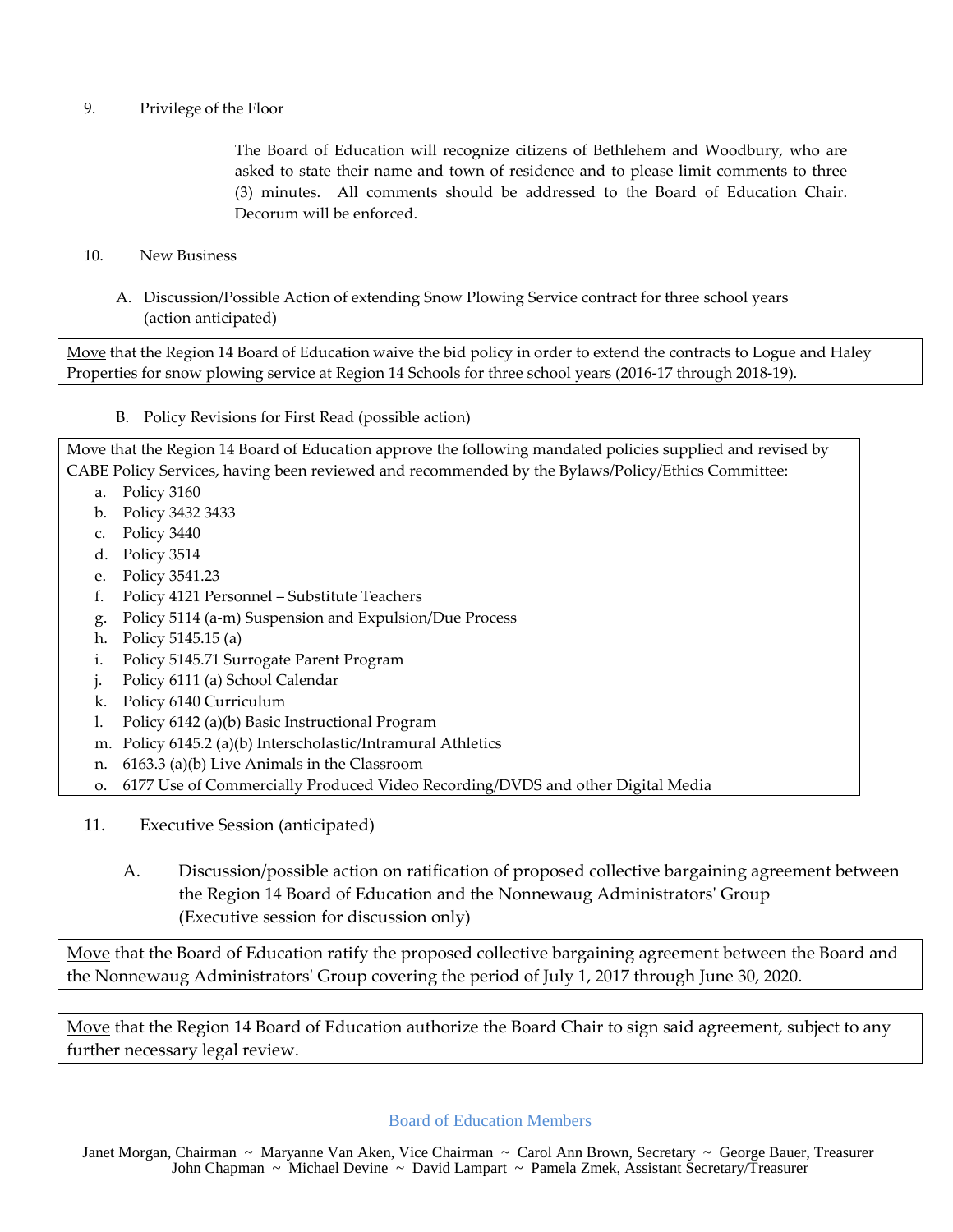9. Privilege of the Floor

The Board of Education will recognize citizens of Bethlehem and Woodbury, who are asked to state their name and town of residence and to please limit comments to three (3) minutes. All comments should be addressed to the Board of Education Chair. Decorum will be enforced.

10. New Business

A. Discussion/Possible Action of extending Snow Plowing Service contract for three school years (action anticipated)

Move that the Region 14 Board of Education waive the bid policy in order to extend the contracts to Logue and Haley Properties for snow plowing service at Region 14 Schools for three school years (2016-17 through 2018-19).

B. Policy Revisions for First Read (possible action)

Move that the Region 14 Board of Education approve the following mandated policies supplied and revised by CABE Policy Services, having been reviewed and recommended by the Bylaws/Policy/Ethics Committee:

a. Policy 3160
b. Policy 3432 3433
c. Policy 3440
d. Policy 3514
e. Policy 3541.23
f. Policy 4121 Personnel – Substitute Teachers
g. Policy 5114 (a-m) Suspension and Expulsion/Due Process
h. Policy 5145.15 (a)
i. Policy 5145.71 Surrogate Parent Program
j. Policy 6111 (a) School Calendar
k. Policy 6140 Curriculum
l. Policy 6142 (a)(b) Basic Instructional Program
m. Policy 6145.2 (a)(b) Interscholastic/Intramural Athletics
n. 6163.3 (a)(b) Live Animals in the Classroom
o. 6177 Use of Commercially Produced Video Recording/DVDS and other Digital Media

11. Executive Session (anticipated)

A. Discussion/possible action on ratification of proposed collective bargaining agreement between the Region 14 Board of Education and the Nonnewaug Administrators' Group (Executive session for discussion only)

Move that the Board of Education ratify the proposed collective bargaining agreement between the Board and the Nonnewaug Administrators' Group covering the period of July 1, 2017 through June 30, 2020.

Move that the Region 14 Board of Education authorize the Board Chair to sign said agreement, subject to any further necessary legal review.

Board of Education Members

Janet Morgan, Chairman ~ Maryanne Van Aken, Vice Chairman ~ Carol Ann Brown, Secretary ~ George Bauer, Treasurer
John Chapman ~ Michael Devine ~ David Lampart ~ Pamela Zmek, Assistant Secretary/Treasurer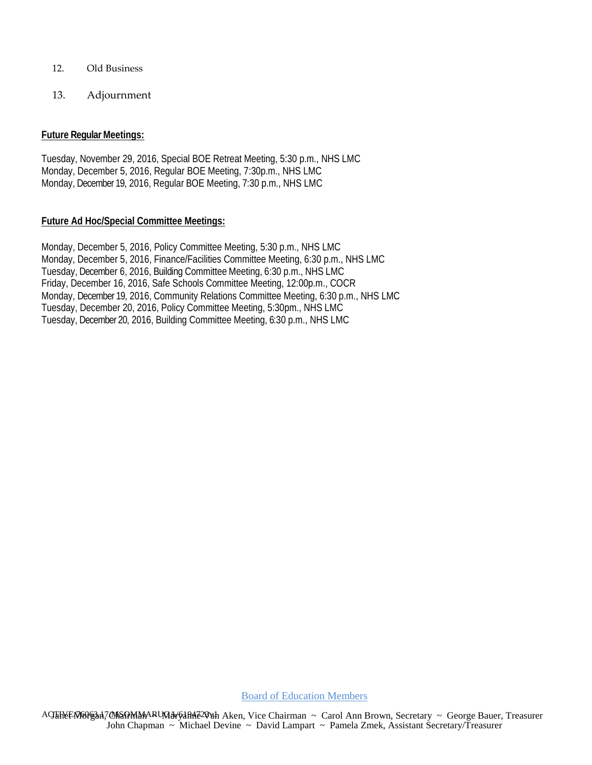12. Old Business

13. Adjournment

**Future Regular Meetings:**

Tuesday, November 29, 2016, Special BOE Retreat Meeting, 5:30 p.m., NHS LMC
Monday, December 5, 2016, Regular BOE Meeting, 7:30p.m., NHS LMC
Monday, December 19, 2016, Regular BOE Meeting, 7:30 p.m., NHS LMC

**Future Ad Hoc/Special Committee Meetings:**

Monday, December 5, 2016, Policy Committee Meeting, 5:30 p.m., NHS LMC
Monday, December 5, 2016, Finance/Facilities Committee Meeting, 6:30 p.m., NHS LMC
Tuesday, December 6, 2016, Building Committee Meeting, 6:30 p.m., NHS LMC
Friday, December 16, 2016, Safe Schools Committee Meeting, 12:00p.m., COCR
Monday, December 19, 2016, Community Relations Committee Meeting, 6:30 p.m., NHS LMC
Tuesday, December 20, 2016, Policy Committee Meeting, 5:30pm., NHS LMC
Tuesday, December 20, 2016, Building Committee Meeting, 6:30 p.m., NHS LMC